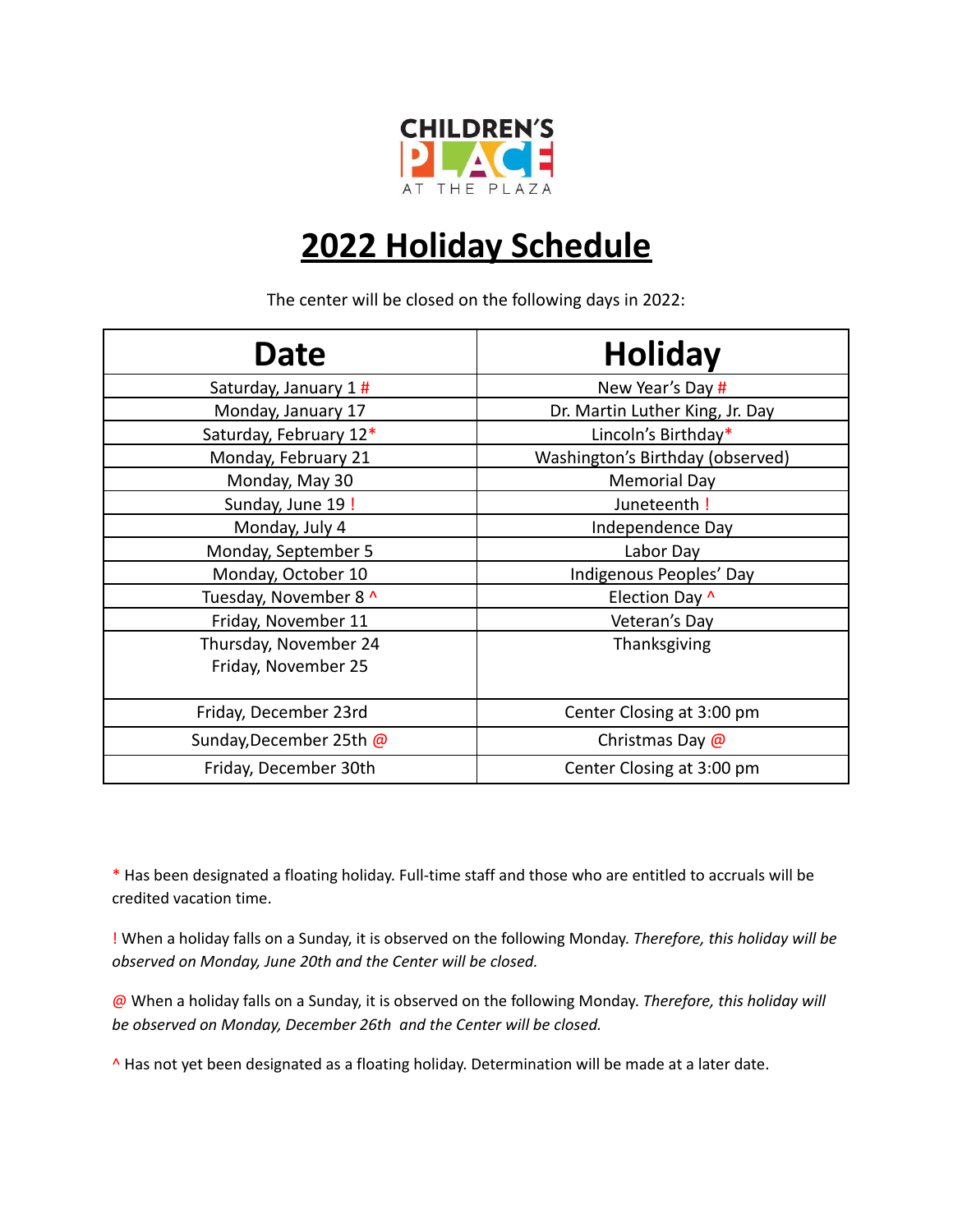CHILDREN'S PLACE AT THE PLAZA

# 2022 Holiday Schedule

The center will be closed on the following days in 2022:

| Date | Holiday |
|---|---|
| Saturday, January 1 # | New Year's Day # |
| Monday, January 17 | Dr. Martin Luther King, Jr. Day |
| Saturday, February 12* | Lincoln's Birthday* |
| Monday, February 21 | Washington's Birthday (observed) |
| Monday, May 30 | Memorial Day |
| Sunday, June 19 ! | Juneteenth ! |
| Monday, July 4 | Independence Day |
| Monday, September 5 | Labor Day |
| Monday, October 10 | Indigenous Peoples' Day |
| Tuesday, November 8 ^ | Election Day ^ |
| Friday, November 11 | Veteran's Day |
| Thursday, November 24<br>Friday, November 25 | Thanksgiving |
| Friday, December 23rd | Center Closing at 3:00 pm |
| Sunday,December 25th @ | Christmas Day @ |
| Friday, December 30th | Center Closing at 3:00 pm |

* Has been designated a floating holiday. Full-time staff and those who are entitled to accruals will be credited vacation time.

! When a holiday falls on a Sunday, it is observed on the following Monday. *Therefore, this holiday will be observed on Monday, June 20th and the Center will be closed.*

@ When a holiday falls on a Sunday, it is observed on the following Monday. *Therefore, this holiday will be observed on Monday, December 26th and the Center will be closed.*

^ Has not yet been designated as a floating holiday. Determination will be made at a later date.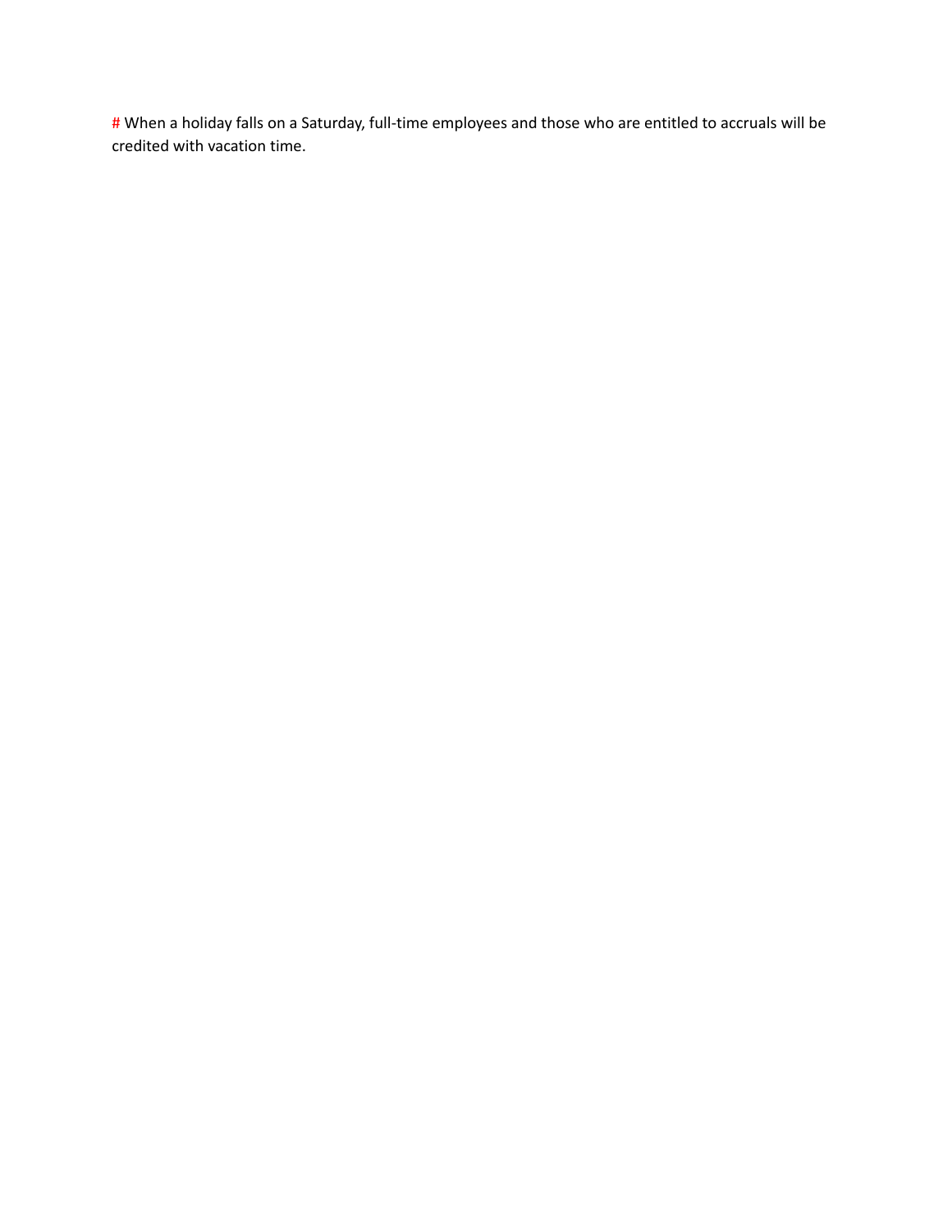# When a holiday falls on a Saturday, full-time employees and those who are entitled to accruals will be credited with vacation time.